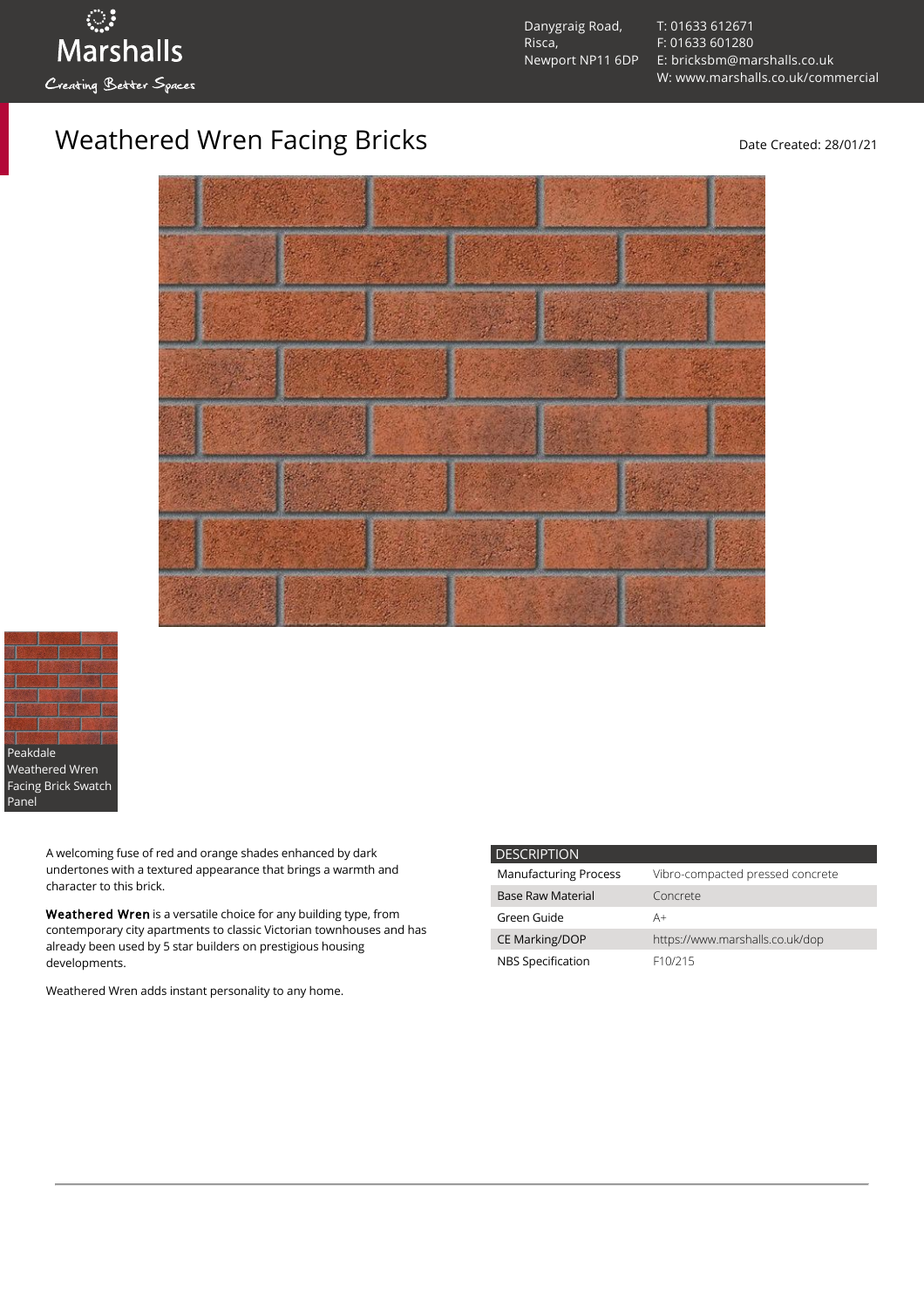Danygraig Road,
Risca,
Newport NP11 6DP

T: 01633 612671
F: 01633 601280
E: bricksbm@marshalls.co.uk
W: www.marshalls.co.uk/commercial

# Weathered Wren Facing Bricks

Date Created: 28/01/21

Peakdale Weathered Wren Facing Brick Swatch Panel

A welcoming fuse of red and orange shades enhanced by dark undertones with a textured appearance that brings a warmth and character to this brick.

**Weathered Wren** is a versatile choice for any building type, from contemporary city apartments to classic Victorian townhouses and has already been used by 5 star builders on prestigious housing developments.

Weathered Wren adds instant personality to any home.

| DESCRIPTION | |
|---|---|
| Manufacturing Process | Vibro-compacted pressed concrete |
| Base Raw Material | Concrete |
| Green Guide | A+ |
| CE Marking/DOP | https://www.marshalls.co.uk/dop |
| NBS Specification | F10/215 |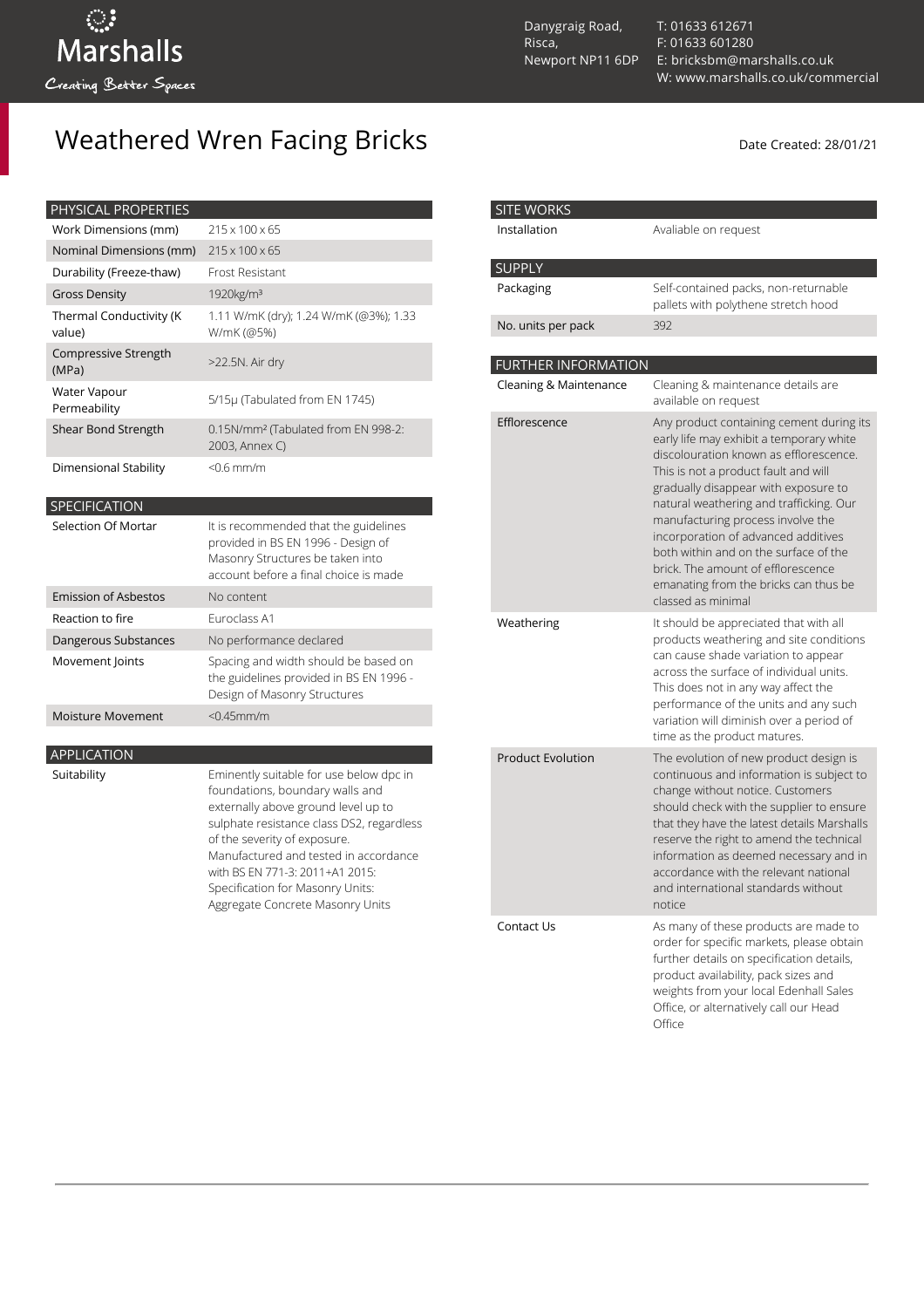Marshalls
Creating Better Spaces

Danygraig Road,
Risca,
Newport NP11 6DP

T: 01633 612671
F: 01633 601280
E: bricksbm@marshalls.co.uk
W: www.marshalls.co.uk/commercial

# Weathered Wren Facing Bricks

Date Created: 28/01/21

| PHYSICAL PROPERTIES | |
|---|---|
| Work Dimensions (mm) | 215 x 100 x 65 |
| Nominal Dimensions (mm) | 215 x 100 x 65 |
| Durability (Freeze-thaw) | Frost Resistant |
| Gross Density | 1920kg/m³ |
| Thermal Conductivity (K value) | 1.11 W/mK (dry); 1.24 W/mK (@3%); 1.33 W/mK (@5%) |
| Compressive Strength (MPa) | >22.5N. Air dry |
| Water Vapour Permeability | 5/15μ (Tabulated from EN 1745) |
| Shear Bond Strength | 0.15N/mm² (Tabulated from EN 998-2: 2003, Annex C) |
| Dimensional Stability | <0.6 mm/m |

| SPECIFICATION | |
|---|---|
| Selection Of Mortar | It is recommended that the guidelines provided in BS EN 1996 - Design of Masonry Structures be taken into account before a final choice is made |
| Emission of Asbestos | No content |
| Reaction to fire | Euroclass A1 |
| Dangerous Substances | No performance declared |
| Movement Joints | Spacing and width should be based on the guidelines provided in BS EN 1996 - Design of Masonry Structures |
| Moisture Movement | <0.45mm/m |

| APPLICATION | |
|---|---|
| Suitability | Eminently suitable for use below dpc in foundations, boundary walls and externally above ground level up to sulphate resistance class DS2, regardless of the severity of exposure. Manufactured and tested in accordance with BS EN 771-3: 2011+A1 2015: Specification for Masonry Units: Aggregate Concrete Masonry Units |

| SITE WORKS | |
|---|---|
| Installation | Avaliable on request |

| SUPPLY | |
|---|---|
| Packaging | Self-contained packs, non-returnable pallets with polythene stretch hood |
| No. units per pack | 392 |

| FURTHER INFORMATION | |
|---|---|
| Cleaning & Maintenance | Cleaning & maintenance details are available on request |
| Efflorescence | Any product containing cement during its early life may exhibit a temporary white discolouration known as efflorescence. This is not a product fault and will gradually disappear with exposure to natural weathering and trafficking. Our manufacturing process involve the incorporation of advanced additives both within and on the surface of the brick. The amount of efflorescence emanating from the bricks can thus be classed as minimal |
| Weathering | It should be appreciated that with all products weathering and site conditions can cause shade variation to appear across the surface of individual units. This does not in any way affect the performance of the units and any such variation will diminish over a period of time as the product matures. |
| Product Evolution | The evolution of new product design is continuous and information is subject to change without notice. Customers should check with the supplier to ensure that they have the latest details Marshalls reserve the right to amend the technical information as deemed necessary and in accordance with the relevant national and international standards without notice |
| Contact Us | As many of these products are made to order for specific markets, please obtain further details on specification details, product availability, pack sizes and weights from your local Edenhall Sales Office, or alternatively call our Head Office |